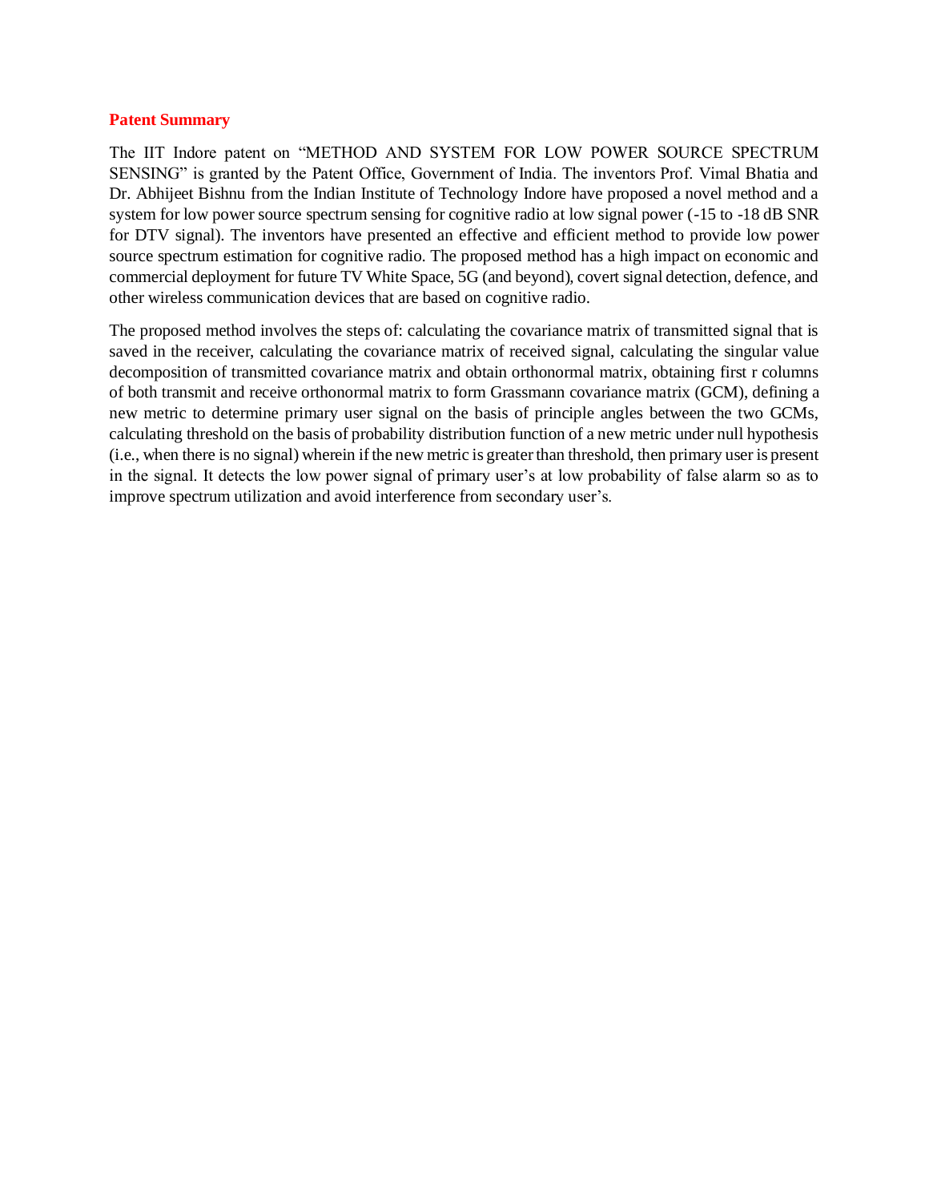**Patent Summary**

The IIT Indore patent on "METHOD AND SYSTEM FOR LOW POWER SOURCE SPECTRUM SENSING" is granted by the Patent Office, Government of India. The inventors Prof. Vimal Bhatia and Dr. Abhijeet Bishnu from the Indian Institute of Technology Indore have proposed a novel method and a system for low power source spectrum sensing for cognitive radio at low signal power (-15 to -18 dB SNR for DTV signal). The inventors have presented an effective and efficient method to provide low power source spectrum estimation for cognitive radio. The proposed method has a high impact on economic and commercial deployment for future TV White Space, 5G (and beyond), covert signal detection, defence, and other wireless communication devices that are based on cognitive radio.

The proposed method involves the steps of: calculating the covariance matrix of transmitted signal that is saved in the receiver, calculating the covariance matrix of received signal, calculating the singular value decomposition of transmitted covariance matrix and obtain orthonormal matrix, obtaining first r columns of both transmit and receive orthonormal matrix to form Grassmann covariance matrix (GCM), defining a new metric to determine primary user signal on the basis of principle angles between the two GCMs, calculating threshold on the basis of probability distribution function of a new metric under null hypothesis (i.e., when there is no signal) wherein if the new metric is greater than threshold, then primary user is present in the signal. It detects the low power signal of primary user's at low probability of false alarm so as to improve spectrum utilization and avoid interference from secondary user's.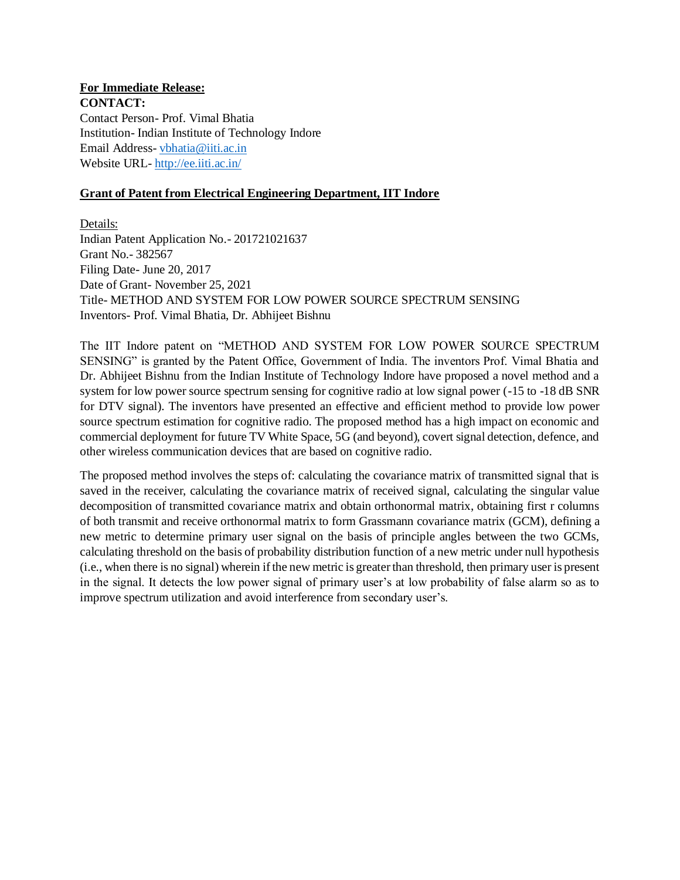**For Immediate Release:**

**CONTACT:**

Contact Person- Prof. Vimal Bhatia

Institution- Indian Institute of Technology Indore

Email Address- vbhatia@iiti.ac.in

Website URL- http://ee.iiti.ac.in/

## Grant of Patent from Electrical Engineering Department, IIT Indore

Details:

Indian Patent Application No.- 201721021637

Grant No.- 382567

Filing Date- June 20, 2017

Date of Grant- November 25, 2021

Title- METHOD AND SYSTEM FOR LOW POWER SOURCE SPECTRUM SENSING

Inventors- Prof. Vimal Bhatia, Dr. Abhijeet Bishnu

The IIT Indore patent on "METHOD AND SYSTEM FOR LOW POWER SOURCE SPECTRUM SENSING" is granted by the Patent Office, Government of India. The inventors Prof. Vimal Bhatia and Dr. Abhijeet Bishnu from the Indian Institute of Technology Indore have proposed a novel method and a system for low power source spectrum sensing for cognitive radio at low signal power (-15 to -18 dB SNR for DTV signal). The inventors have presented an effective and efficient method to provide low power source spectrum estimation for cognitive radio. The proposed method has a high impact on economic and commercial deployment for future TV White Space, 5G (and beyond), covert signal detection, defence, and other wireless communication devices that are based on cognitive radio.

The proposed method involves the steps of: calculating the covariance matrix of transmitted signal that is saved in the receiver, calculating the covariance matrix of received signal, calculating the singular value decomposition of transmitted covariance matrix and obtain orthonormal matrix, obtaining first r columns of both transmit and receive orthonormal matrix to form Grassmann covariance matrix (GCM), defining a new metric to determine primary user signal on the basis of principle angles between the two GCMs, calculating threshold on the basis of probability distribution function of a new metric under null hypothesis (i.e., when there is no signal) wherein if the new metric is greater than threshold, then primary user is present in the signal. It detects the low power signal of primary user's at low probability of false alarm so as to improve spectrum utilization and avoid interference from secondary user's.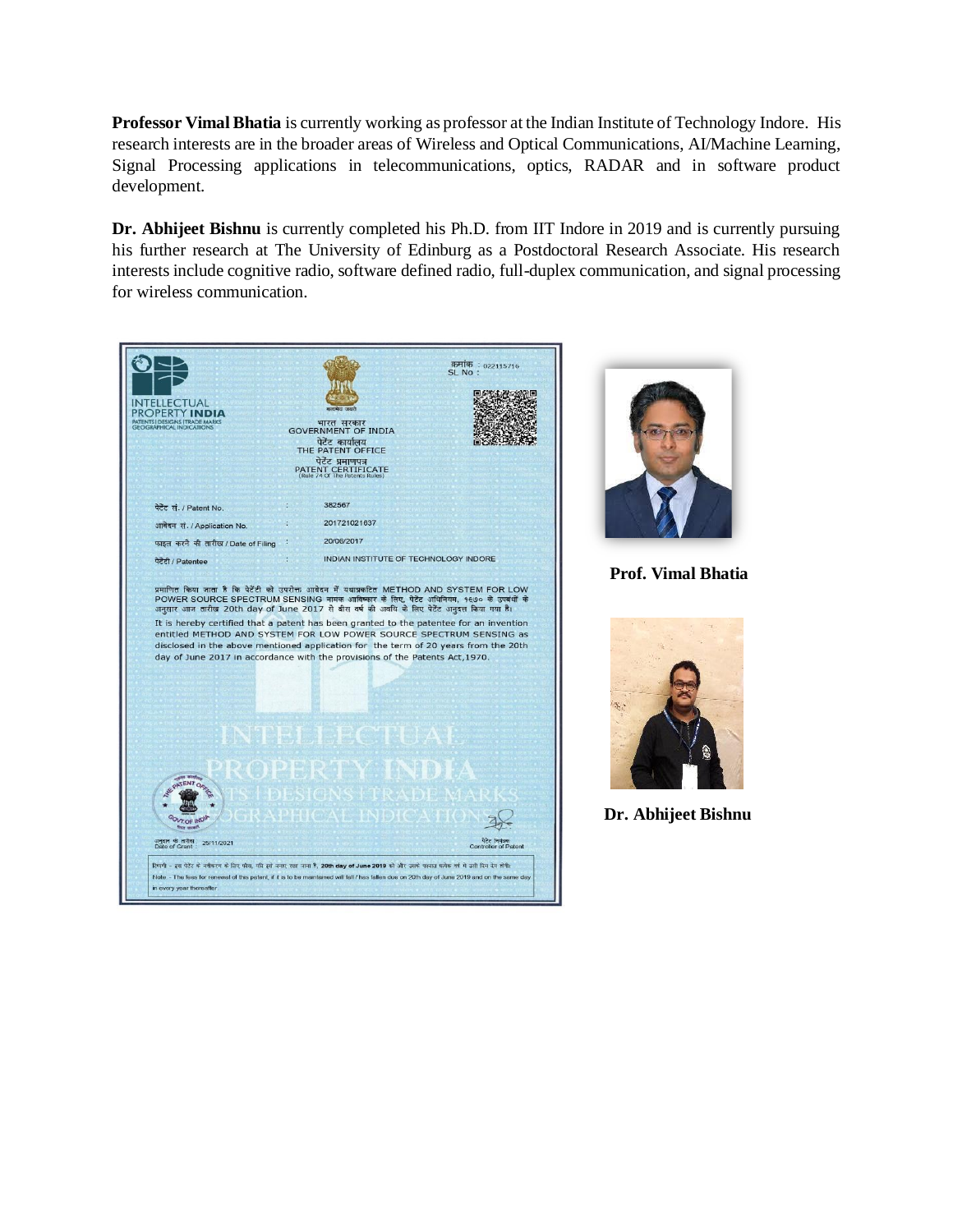**Professor Vimal Bhatia** is currently working as professor at the Indian Institute of Technology Indore. His research interests are in the broader areas of Wireless and Optical Communications, AI/Machine Learning, Signal Processing applications in telecommunications, optics, RADAR and in software product development.

**Dr. Abhijeet Bishnu** is currently completed his Ph.D. from IIT Indore in 2019 and is currently pursuing his further research at The University of Edinburg as a Postdoctoral Research Associate. His research interests include cognitive radio, software defined radio, full-duplex communication, and signal processing for wireless communication.

INTELLECTUAL PROPERTY INDIA
PATENTS | DESIGNS | TRADE MARKS
GEOGRAPHICAL INDICATIONS

क्रमांक : 022115716
SL No :

सत्यमेव जयते
भारत सरकार
GOVERNMENT OF INDIA
पेटेंट कार्यालय
THE PATENT OFFICE
पेटेंट प्रमाणपत्र
PATENT CERTIFICATE
(Rule 74 Of The Patents Rules)

| | | |
|---|---|---|
| पेटेंट सं. / Patent No. | : | 382567 |
| आवेदन सं. / Application No. | : | 201721021637 |
| फाइल करने की तारीख / Date of Filing | : | 20/06/2017 |
| पेटेंटी / Patentee | : | INDIAN INSTITUTE OF TECHNOLOGY INDORE |

प्रमाणित किया जाता है कि पेटेंटी को उपरोक्त आवेदन में यथाप्रकटित METHOD AND SYSTEM FOR LOW POWER SOURCE SPECTRUM SENSING नामक आविष्कार के लिए, पेटेंट अधिनियम, १९७० के उपबंधों के अनुसार आज तारीख 20th day of June 2017 से बीस वर्ष की अवधि के लिए पेटेंट अनुदत्त किया गया है।

It is hereby certified that a patent has been granted to the patentee for an invention entitled METHOD AND SYSTEM FOR LOW POWER SOURCE SPECTRUM SENSING as disclosed in the above mentioned application for the term of 20 years from the 20th day of June 2017 in accordance with the provisions of the Patents Act,1970.

अनुदान की तारीख / Date of Grant : 25/11/2021

पेटेंट नियंत्रक / Controller of Patent

टिप्पणी - इस पेटेंट के नवीकरण के लिए फीस, यदि इसे बनाए रखा जाना है, 20th day of June 2019 को और उसके पश्चात प्रत्येक वर्ष में उसी दिन देय होगी।
Note - The fees for renewal of this patent, if it is to be maintained will fall / has fallen due on 20th day of June 2019 and on the same day in every year thereafter.

**Prof. Vimal Bhatia**

**Dr. Abhijeet Bishnu**